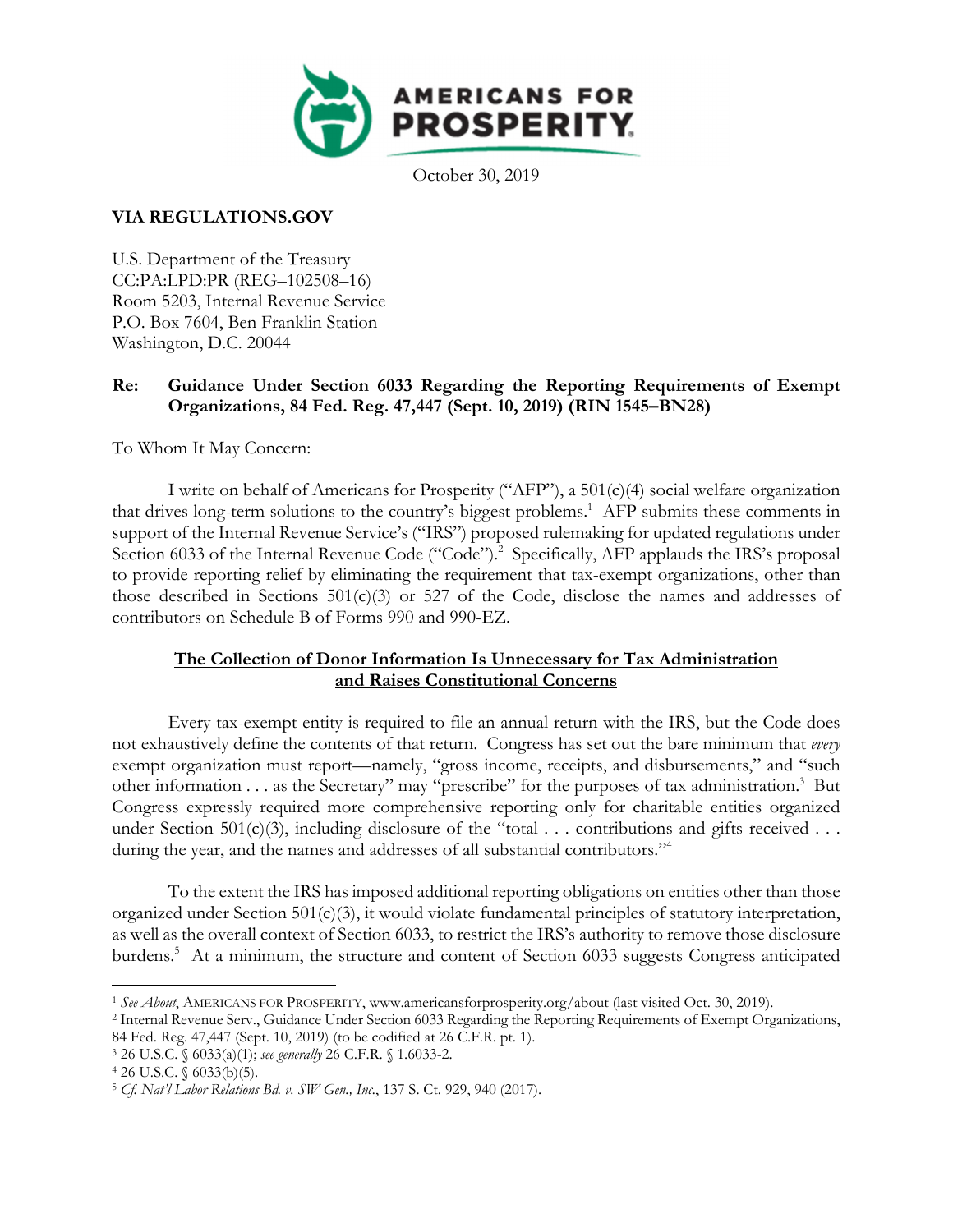**AMERICANS FOR PROSPERITY**

October 30, 2019

**VIA REGULATIONS.GOV**

U.S. Department of the Treasury
CC:PA:LPD:PR (REG–102508–16)
Room 5203, Internal Revenue Service
P.O. Box 7604, Ben Franklin Station
Washington, D.C. 20044

**Re: Guidance Under Section 6033 Regarding the Reporting Requirements of Exempt Organizations, 84 Fed. Reg. 47,447 (Sept. 10, 2019) (RIN 1545–BN28)**

To Whom It May Concern:

I write on behalf of Americans for Prosperity ("AFP"), a 501(c)(4) social welfare organization that drives long-term solutions to the country's biggest problems.[1] AFP submits these comments in support of the Internal Revenue Service's ("IRS") proposed rulemaking for updated regulations under Section 6033 of the Internal Revenue Code ("Code").[2] Specifically, AFP applauds the IRS's proposal to provide reporting relief by eliminating the requirement that tax-exempt organizations, other than those described in Sections 501(c)(3) or 527 of the Code, disclose the names and addresses of contributors on Schedule B of Forms 990 and 990-EZ.

**The Collection of Donor Information Is Unnecessary for Tax Administration and Raises Constitutional Concerns**

Every tax-exempt entity is required to file an annual return with the IRS, but the Code does not exhaustively define the contents of that return. Congress has set out the bare minimum that *every* exempt organization must report—namely, "gross income, receipts, and disbursements," and "such other information . . . as the Secretary" may "prescribe" for the purposes of tax administration.[3] But Congress expressly required more comprehensive reporting only for charitable entities organized under Section 501(c)(3), including disclosure of the "total . . . contributions and gifts received . . . during the year, and the names and addresses of all substantial contributors."[4]

To the extent the IRS has imposed additional reporting obligations on entities other than those organized under Section 501(c)(3), it would violate fundamental principles of statutory interpretation, as well as the overall context of Section 6033, to restrict the IRS's authority to remove those disclosure burdens.[5] At a minimum, the structure and content of Section 6033 suggests Congress anticipated

---

[1] *See About*, AMERICANS FOR PROSPERITY, www.americansforprosperity.org/about (last visited Oct. 30, 2019).

[2] Internal Revenue Serv., Guidance Under Section 6033 Regarding the Reporting Requirements of Exempt Organizations, 84 Fed. Reg. 47,447 (Sept. 10, 2019) (to be codified at 26 C.F.R. pt. 1).

[3] 26 U.S.C. § 6033(a)(1); *see generally* 26 C.F.R. § 1.6033-2.

[4] 26 U.S.C. § 6033(b)(5).

[5] *Cf. Nat'l Labor Relations Bd. v. SW Gen., Inc.*, 137 S. Ct. 929, 940 (2017).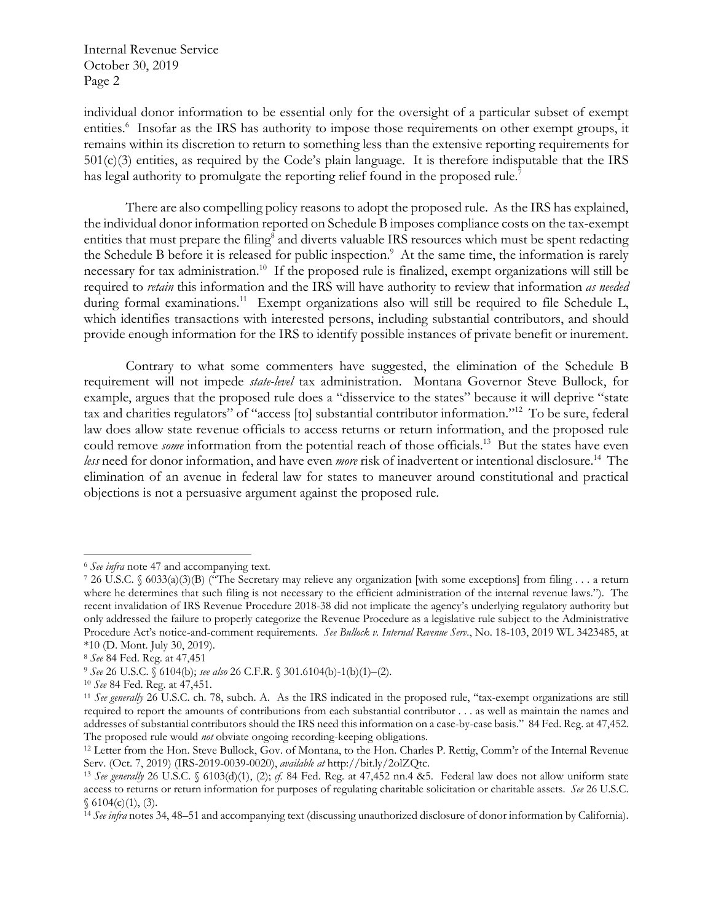individual donor information to be essential only for the oversight of a particular subset of exempt entities.[6] Insofar as the IRS has authority to impose those requirements on other exempt groups, it remains within its discretion to return to something less than the extensive reporting requirements for 501(c)(3) entities, as required by the Code's plain language. It is therefore indisputable that the IRS has legal authority to promulgate the reporting relief found in the proposed rule.[7]

There are also compelling policy reasons to adopt the proposed rule. As the IRS has explained, the individual donor information reported on Schedule B imposes compliance costs on the tax-exempt entities that must prepare the filing[8] and diverts valuable IRS resources which must be spent redacting the Schedule B before it is released for public inspection.[9] At the same time, the information is rarely necessary for tax administration.[10] If the proposed rule is finalized, exempt organizations will still be required to *retain* this information and the IRS will have authority to review that information *as needed* during formal examinations.[11] Exempt organizations also will still be required to file Schedule L, which identifies transactions with interested persons, including substantial contributors, and should provide enough information for the IRS to identify possible instances of private benefit or inurement.

Contrary to what some commenters have suggested, the elimination of the Schedule B requirement will not impede *state-level* tax administration. Montana Governor Steve Bullock, for example, argues that the proposed rule does a "disservice to the states" because it will deprive "state tax and charities regulators" of "access [to] substantial contributor information."[12] To be sure, federal law does allow state revenue officials to access returns or return information, and the proposed rule could remove *some* information from the potential reach of those officials.[13] But the states have even *less* need for donor information, and have even *more* risk of inadvertent or intentional disclosure.[14] The elimination of an avenue in federal law for states to maneuver around constitutional and practical objections is not a persuasive argument against the proposed rule.

---

[6] *See infra* note 47 and accompanying text.

[7] 26 U.S.C. § 6033(a)(3)(B) ("The Secretary may relieve any organization [with some exceptions] from filing . . . a return where he determines that such filing is not necessary to the efficient administration of the internal revenue laws."). The recent invalidation of IRS Revenue Procedure 2018-38 did not implicate the agency's underlying regulatory authority but only addressed the failure to properly categorize the Revenue Procedure as a legislative rule subject to the Administrative Procedure Act's notice-and-comment requirements. *See Bullock v. Internal Revenue Serv.*, No. 18-103, 2019 WL 3423485, at *10 (D. Mont. July 30, 2019).

[8] *See* 84 Fed. Reg. at 47,451

[9] *See* 26 U.S.C. § 6104(b); *see also* 26 C.F.R. § 301.6104(b)-1(b)(1)–(2).

[10] *See* 84 Fed. Reg. at 47,451.

[11] *See generally* 26 U.S.C. ch. 78, subch. A. As the IRS indicated in the proposed rule, "tax-exempt organizations are still required to report the amounts of contributions from each substantial contributor . . . as well as maintain the names and addresses of substantial contributors should the IRS need this information on a case-by-case basis." 84 Fed. Reg. at 47,452. The proposed rule would *not* obviate ongoing recording-keeping obligations.

[12] Letter from the Hon. Steve Bullock, Gov. of Montana, to the Hon. Charles P. Rettig, Comm'r of the Internal Revenue Serv. (Oct. 7, 2019) (IRS-2019-0039-0020), *available at* http://bit.ly/2olZQtc.

[13] *See generally* 26 U.S.C. § 6103(d)(1), (2); *cf.* 84 Fed. Reg. at 47,452 nn.4 &5. Federal law does not allow uniform state access to returns or return information for purposes of regulating charitable solicitation or charitable assets. *See* 26 U.S.C. § 6104(c)(1), (3).

[14] *See infra* notes 34, 48–51 and accompanying text (discussing unauthorized disclosure of donor information by California).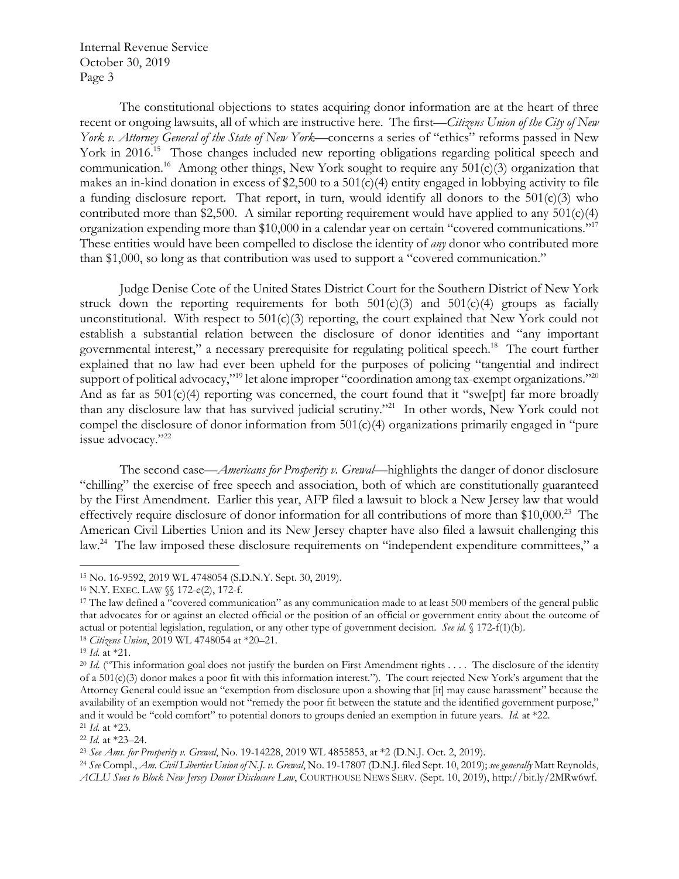The constitutional objections to states acquiring donor information are at the heart of three recent or ongoing lawsuits, all of which are instructive here. The first—*Citizens Union of the City of New York v. Attorney General of the State of New York*—concerns a series of "ethics" reforms passed in New York in 2016.[15] Those changes included new reporting obligations regarding political speech and communication.[16] Among other things, New York sought to require any 501(c)(3) organization that makes an in-kind donation in excess of $2,500 to a 501(c)(4) entity engaged in lobbying activity to file a funding disclosure report. That report, in turn, would identify all donors to the 501(c)(3) who contributed more than $2,500. A similar reporting requirement would have applied to any 501(c)(4) organization expending more than $10,000 in a calendar year on certain "covered communications."[17] These entities would have been compelled to disclose the identity of *any* donor who contributed more than $1,000, so long as that contribution was used to support a "covered communication."

Judge Denise Cote of the United States District Court for the Southern District of New York struck down the reporting requirements for both 501(c)(3) and 501(c)(4) groups as facially unconstitutional. With respect to 501(c)(3) reporting, the court explained that New York could not establish a substantial relation between the disclosure of donor identities and "any important governmental interest," a necessary prerequisite for regulating political speech.[18] The court further explained that no law had ever been upheld for the purposes of policing "tangential and indirect support of political advocacy,"[19] let alone improper "coordination among tax-exempt organizations."[20] And as far as 501(c)(4) reporting was concerned, the court found that it "swe[pt] far more broadly than any disclosure law that has survived judicial scrutiny."[21] In other words, New York could not compel the disclosure of donor information from 501(c)(4) organizations primarily engaged in "pure issue advocacy."[22]

The second case—*Americans for Prosperity v. Grewal*—highlights the danger of donor disclosure "chilling" the exercise of free speech and association, both of which are constitutionally guaranteed by the First Amendment. Earlier this year, AFP filed a lawsuit to block a New Jersey law that would effectively require disclosure of donor information for all contributions of more than $10,000.[23] The American Civil Liberties Union and its New Jersey chapter have also filed a lawsuit challenging this law.[24] The law imposed these disclosure requirements on "independent expenditure committees," a

---

[15] No. 16-9592, 2019 WL 4748054 (S.D.N.Y. Sept. 30, 2019).

[16] N.Y. EXEC. LAW §§ 172-e(2), 172-f.

[17] The law defined a "covered communication" as any communication made to at least 500 members of the general public that advocates for or against an elected official or the position of an official or government entity about the outcome of actual or potential legislation, regulation, or any other type of government decision. *See id.* § 172-f(1)(b).

[18] *Citizens Union*, 2019 WL 4748054 at *20–21.

[19] *Id.* at *21.

[20] *Id.* ("This information goal does not justify the burden on First Amendment rights . . . . The disclosure of the identity of a 501(c)(3) donor makes a poor fit with this information interest."). The court rejected New York's argument that the Attorney General could issue an "exemption from disclosure upon a showing that [it] may cause harassment" because the availability of an exemption would not "remedy the poor fit between the statute and the identified government purpose," and it would be "cold comfort" to potential donors to groups denied an exemption in future years. *Id.* at *22.

[21] *Id.* at *23.

[22] *Id.* at *23–24.

[23] *See Ams. for Prosperity v. Grewal*, No. 19-14228, 2019 WL 4855853, at *2 (D.N.J. Oct. 2, 2019).

[24] *See* Compl., *Am. Civil Liberties Union of N.J. v. Grewal*, No. 19-17807 (D.N.J. filed Sept. 10, 2019); *see generally* Matt Reynolds, *ACLU Sues to Block New Jersey Donor Disclosure Law*, COURTHOUSE NEWS SERV. (Sept. 10, 2019), http://bit.ly/2MRw6wf.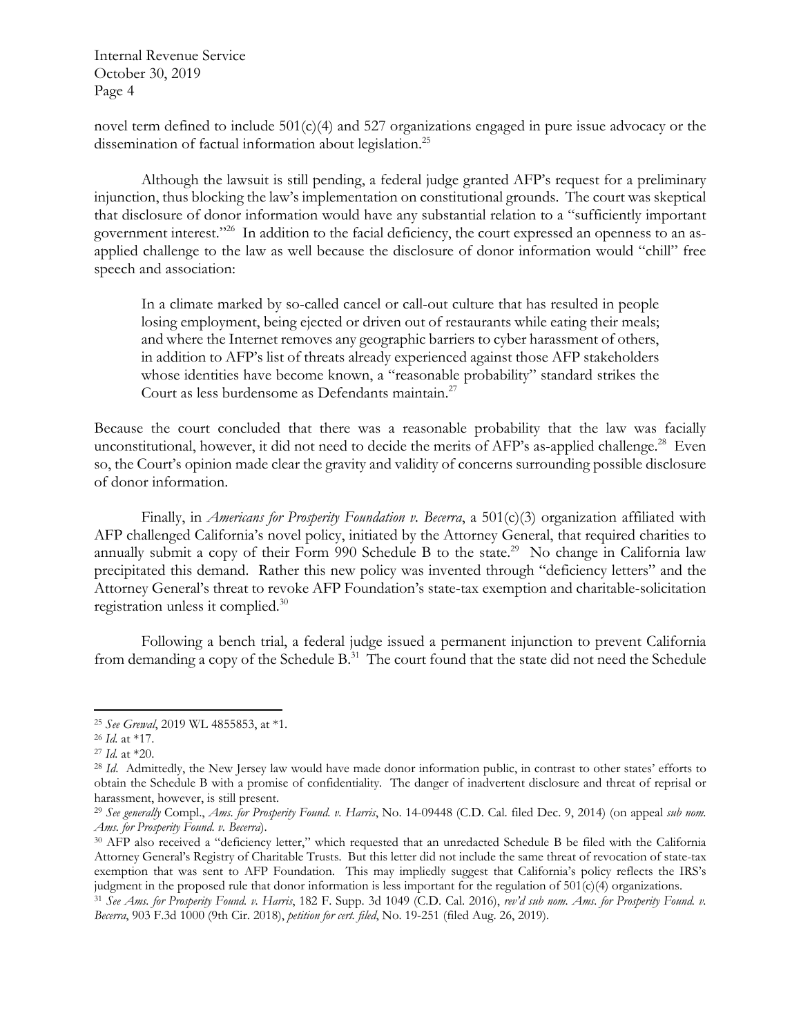novel term defined to include 501(c)(4) and 527 organizations engaged in pure issue advocacy or the dissemination of factual information about legislation.[25]

Although the lawsuit is still pending, a federal judge granted AFP's request for a preliminary injunction, thus blocking the law's implementation on constitutional grounds. The court was skeptical that disclosure of donor information would have any substantial relation to a "sufficiently important government interest."[26] In addition to the facial deficiency, the court expressed an openness to an as-applied challenge to the law as well because the disclosure of donor information would "chill" free speech and association:

> In a climate marked by so-called cancel or call-out culture that has resulted in people losing employment, being ejected or driven out of restaurants while eating their meals; and where the Internet removes any geographic barriers to cyber harassment of others, in addition to AFP's list of threats already experienced against those AFP stakeholders whose identities have become known, a "reasonable probability" standard strikes the Court as less burdensome as Defendants maintain.[27]

Because the court concluded that there was a reasonable probability that the law was facially unconstitutional, however, it did not need to decide the merits of AFP's as-applied challenge.[28] Even so, the Court's opinion made clear the gravity and validity of concerns surrounding possible disclosure of donor information.

Finally, in *Americans for Prosperity Foundation v. Becerra*, a 501(c)(3) organization affiliated with AFP challenged California's novel policy, initiated by the Attorney General, that required charities to annually submit a copy of their Form 990 Schedule B to the state.[29] No change in California law precipitated this demand. Rather this new policy was invented through "deficiency letters" and the Attorney General's threat to revoke AFP Foundation's state-tax exemption and charitable-solicitation registration unless it complied.[30]

Following a bench trial, a federal judge issued a permanent injunction to prevent California from demanding a copy of the Schedule B.[31] The court found that the state did not need the Schedule

---

[25] *See Grewal*, 2019 WL 4855853, at \*1.

[26] *Id.* at \*17.

[27] *Id.* at \*20.

[28] *Id.* Admittedly, the New Jersey law would have made donor information public, in contrast to other states' efforts to obtain the Schedule B with a promise of confidentiality. The danger of inadvertent disclosure and threat of reprisal or harassment, however, is still present.

[29] *See generally* Compl., *Ams. for Prosperity Found. v. Harris*, No. 14-09448 (C.D. Cal. filed Dec. 9, 2014) (on appeal *sub nom. Ams. for Prosperity Found. v. Becerra*).

[30] AFP also received a "deficiency letter," which requested that an unredacted Schedule B be filed with the California Attorney General's Registry of Charitable Trusts. But this letter did not include the same threat of revocation of state-tax exemption that was sent to AFP Foundation. This may impliedly suggest that California's policy reflects the IRS's judgment in the proposed rule that donor information is less important for the regulation of 501(c)(4) organizations.

[31] *See Ams. for Prosperity Found. v. Harris*, 182 F. Supp. 3d 1049 (C.D. Cal. 2016), *rev'd sub nom. Ams. for Prosperity Found. v. Becerra*, 903 F.3d 1000 (9th Cir. 2018), *petition for cert. filed*, No. 19-251 (filed Aug. 26, 2019).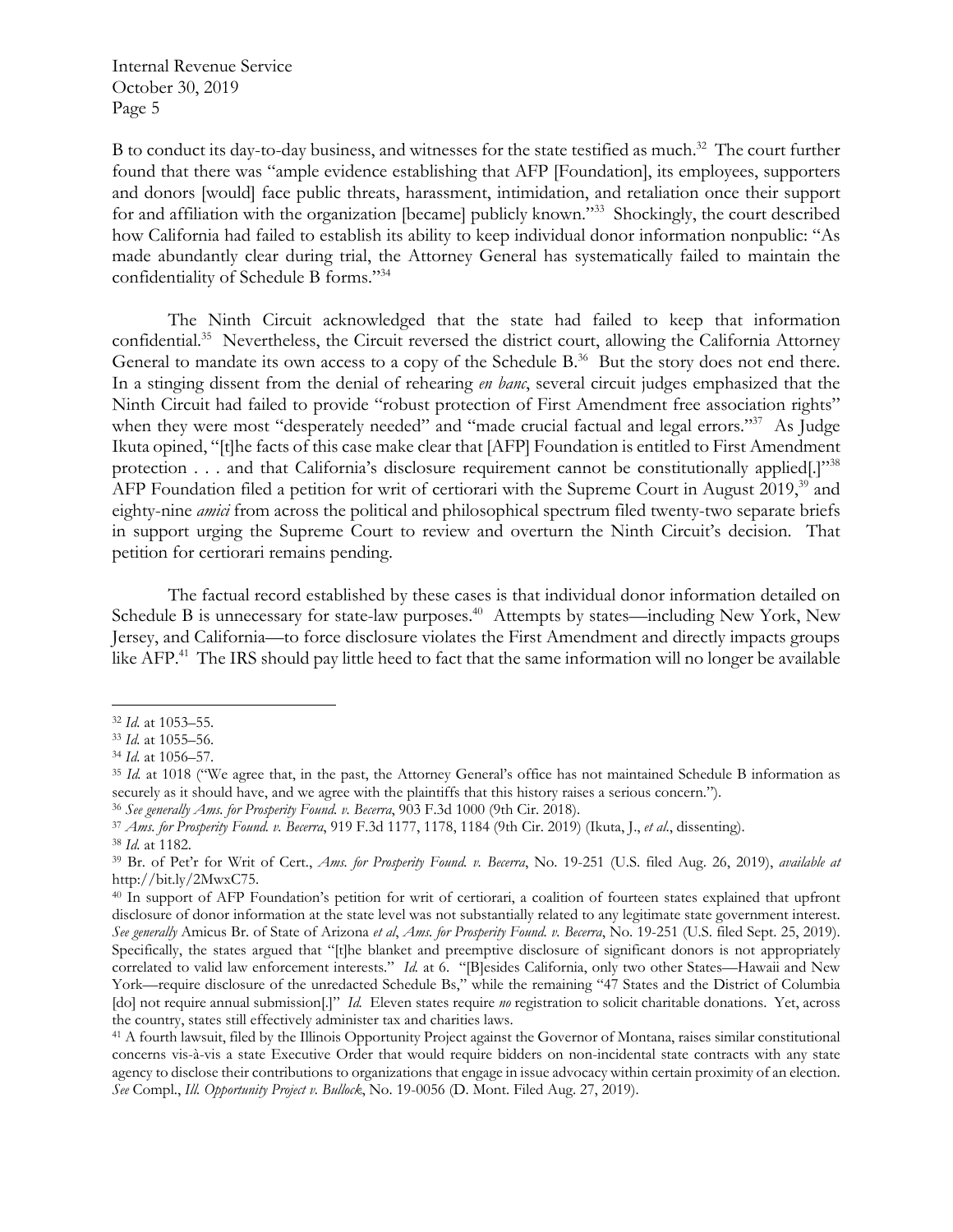B to conduct its day-to-day business, and witnesses for the state testified as much.[32] The court further found that there was "ample evidence establishing that AFP [Foundation], its employees, supporters and donors [would] face public threats, harassment, intimidation, and retaliation once their support for and affiliation with the organization [became] publicly known."[33] Shockingly, the court described how California had failed to establish its ability to keep individual donor information nonpublic: "As made abundantly clear during trial, the Attorney General has systematically failed to maintain the confidentiality of Schedule B forms."[34]

The Ninth Circuit acknowledged that the state had failed to keep that information confidential.[35] Nevertheless, the Circuit reversed the district court, allowing the California Attorney General to mandate its own access to a copy of the Schedule B.[36] But the story does not end there. In a stinging dissent from the denial of rehearing *en banc*, several circuit judges emphasized that the Ninth Circuit had failed to provide "robust protection of First Amendment free association rights" when they were most "desperately needed" and "made crucial factual and legal errors."[37] As Judge Ikuta opined, "[t]he facts of this case make clear that [AFP] Foundation is entitled to First Amendment protection . . . and that California's disclosure requirement cannot be constitutionally applied[.]"[38] AFP Foundation filed a petition for writ of certiorari with the Supreme Court in August 2019,[39] and eighty-nine *amici* from across the political and philosophical spectrum filed twenty-two separate briefs in support urging the Supreme Court to review and overturn the Ninth Circuit's decision. That petition for certiorari remains pending.

The factual record established by these cases is that individual donor information detailed on Schedule B is unnecessary for state-law purposes.[40] Attempts by states—including New York, New Jersey, and California—to force disclosure violates the First Amendment and directly impacts groups like AFP.[41] The IRS should pay little heed to fact that the same information will no longer be available

---

[32] *Id.* at 1053–55.

[33] *Id.* at 1055–56.

[34] *Id.* at 1056–57.

[35] *Id.* at 1018 ("We agree that, in the past, the Attorney General's office has not maintained Schedule B information as securely as it should have, and we agree with the plaintiffs that this history raises a serious concern.").

[36] *See generally Ams. for Prosperity Found. v. Becerra*, 903 F.3d 1000 (9th Cir. 2018).

[37] *Ams. for Prosperity Found. v. Becerra*, 919 F.3d 1177, 1178, 1184 (9th Cir. 2019) (Ikuta, J., *et al.*, dissenting).

[38] *Id.* at 1182.

[39] Br. of Pet'r for Writ of Cert., *Ams. for Prosperity Found. v. Becerra*, No. 19-251 (U.S. filed Aug. 26, 2019), *available at* http://bit.ly/2MwxC75.

[40] In support of AFP Foundation's petition for writ of certiorari, a coalition of fourteen states explained that upfront disclosure of donor information at the state level was not substantially related to any legitimate state government interest. *See generally* Amicus Br. of State of Arizona *et al*, *Ams. for Prosperity Found. v. Becerra*, No. 19-251 (U.S. filed Sept. 25, 2019). Specifically, the states argued that "[t]he blanket and preemptive disclosure of significant donors is not appropriately correlated to valid law enforcement interests." *Id.* at 6. "[B]esides California, only two other States—Hawaii and New York—require disclosure of the unredacted Schedule Bs," while the remaining "47 States and the District of Columbia [do] not require annual submission[.]" *Id.* Eleven states require *no* registration to solicit charitable donations. Yet, across the country, states still effectively administer tax and charities laws.

[41] A fourth lawsuit, filed by the Illinois Opportunity Project against the Governor of Montana, raises similar constitutional concerns vis-à-vis a state Executive Order that would require bidders on non-incidental state contracts with any state agency to disclose their contributions to organizations that engage in issue advocacy within certain proximity of an election. *See* Compl., *Ill. Opportunity Project v. Bullock*, No. 19-0056 (D. Mont. Filed Aug. 27, 2019).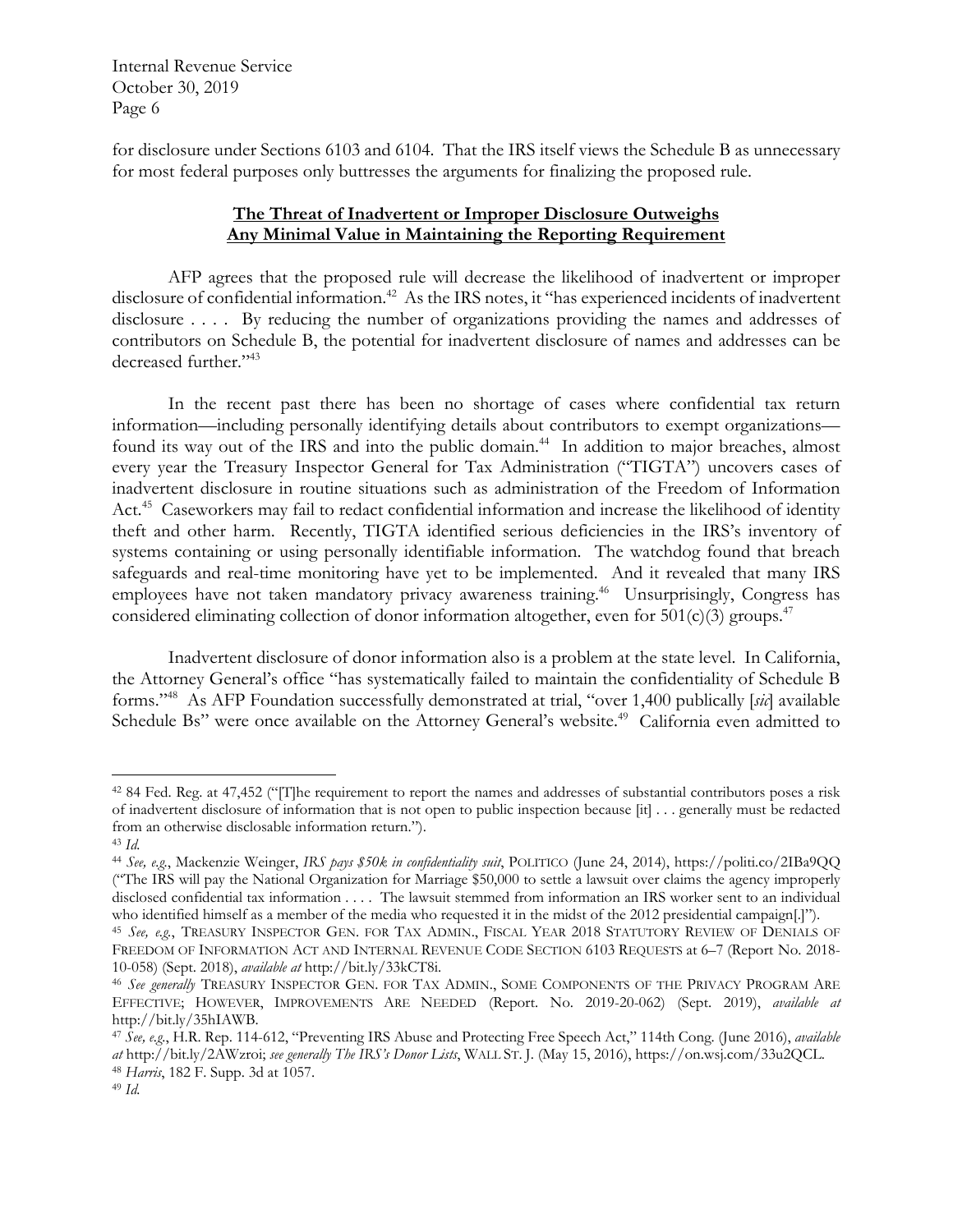for disclosure under Sections 6103 and 6104. That the IRS itself views the Schedule B as unnecessary for most federal purposes only buttresses the arguments for finalizing the proposed rule.

## **The Threat of Inadvertent or Improper Disclosure Outweighs Any Minimal Value in Maintaining the Reporting Requirement**

AFP agrees that the proposed rule will decrease the likelihood of inadvertent or improper disclosure of confidential information.[42] As the IRS notes, it "has experienced incidents of inadvertent disclosure . . . . By reducing the number of organizations providing the names and addresses of contributors on Schedule B, the potential for inadvertent disclosure of names and addresses can be decreased further."[43]

In the recent past there has been no shortage of cases where confidential tax return information—including personally identifying details about contributors to exempt organizations—found its way out of the IRS and into the public domain.[44] In addition to major breaches, almost every year the Treasury Inspector General for Tax Administration ("TIGTA") uncovers cases of inadvertent disclosure in routine situations such as administration of the Freedom of Information Act.[45] Caseworkers may fail to redact confidential information and increase the likelihood of identity theft and other harm. Recently, TIGTA identified serious deficiencies in the IRS's inventory of systems containing or using personally identifiable information. The watchdog found that breach safeguards and real-time monitoring have yet to be implemented. And it revealed that many IRS employees have not taken mandatory privacy awareness training.[46] Unsurprisingly, Congress has considered eliminating collection of donor information altogether, even for 501(c)(3) groups.[47]

Inadvertent disclosure of donor information also is a problem at the state level. In California, the Attorney General's office "has systematically failed to maintain the confidentiality of Schedule B forms."[48] As AFP Foundation successfully demonstrated at trial, "over 1,400 publically [*sic*] available Schedule Bs" were once available on the Attorney General's website.[49] California even admitted to

---

[42] 84 Fed. Reg. at 47,452 ("[T]he requirement to report the names and addresses of substantial contributors poses a risk of inadvertent disclosure of information that is not open to public inspection because [it] . . . generally must be redacted from an otherwise disclosable information return.").

[43] *Id.*

[44] *See, e.g.*, Mackenzie Weinger, *IRS pays $50k in confidentiality suit*, POLITICO (June 24, 2014), https://politi.co/2IBa9QQ ("The IRS will pay the National Organization for Marriage $50,000 to settle a lawsuit over claims the agency improperly disclosed confidential tax information . . . . The lawsuit stemmed from information an IRS worker sent to an individual who identified himself as a member of the media who requested it in the midst of the 2012 presidential campaign[.]").

[45] *See, e.g.*, TREASURY INSPECTOR GEN. FOR TAX ADMIN., FISCAL YEAR 2018 STATUTORY REVIEW OF DENIALS OF FREEDOM OF INFORMATION ACT AND INTERNAL REVENUE CODE SECTION 6103 REQUESTS at 6–7 (Report No. 2018-10-058) (Sept. 2018), *available at* http://bit.ly/33kCT8i.

[46] *See generally* TREASURY INSPECTOR GEN. FOR TAX ADMIN., SOME COMPONENTS OF THE PRIVACY PROGRAM ARE EFFECTIVE; HOWEVER, IMPROVEMENTS ARE NEEDED (Report. No. 2019-20-062) (Sept. 2019), *available at* http://bit.ly/35hIAWB.

[47] *See, e.g.*, H.R. Rep. 114-612, "Preventing IRS Abuse and Protecting Free Speech Act," 114th Cong. (June 2016), *available at* http://bit.ly/2AWzroi; *see generally The IRS's Donor Lists*, WALL ST. J. (May 15, 2016), https://on.wsj.com/33u2QCL.

[48] *Harris*, 182 F. Supp. 3d at 1057.

[49] *Id.*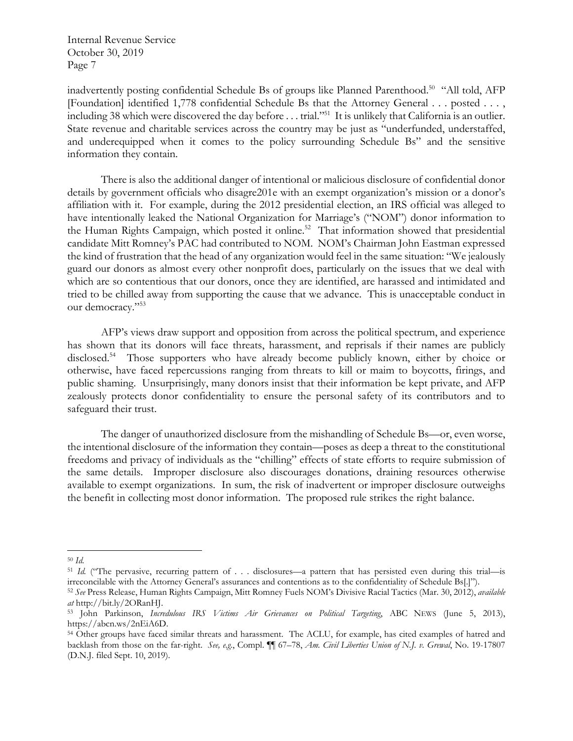inadvertently posting confidential Schedule Bs of groups like Planned Parenthood.[50] "All told, AFP [Foundation] identified 1,778 confidential Schedule Bs that the Attorney General . . . posted . . . , including 38 which were discovered the day before . . . trial."[51] It is unlikely that California is an outlier. State revenue and charitable services across the country may be just as "underfunded, understaffed, and underequipped when it comes to the policy surrounding Schedule Bs" and the sensitive information they contain.

There is also the additional danger of intentional or malicious disclosure of confidential donor details by government officials who disagre201e with an exempt organization's mission or a donor's affiliation with it. For example, during the 2012 presidential election, an IRS official was alleged to have intentionally leaked the National Organization for Marriage's ("NOM") donor information to the Human Rights Campaign, which posted it online.[52] That information showed that presidential candidate Mitt Romney's PAC had contributed to NOM. NOM's Chairman John Eastman expressed the kind of frustration that the head of any organization would feel in the same situation: "We jealously guard our donors as almost every other nonprofit does, particularly on the issues that we deal with which are so contentious that our donors, once they are identified, are harassed and intimidated and tried to be chilled away from supporting the cause that we advance. This is unacceptable conduct in our democracy."[53]

AFP's views draw support and opposition from across the political spectrum, and experience has shown that its donors will face threats, harassment, and reprisals if their names are publicly disclosed.[54] Those supporters who have already become publicly known, either by choice or otherwise, have faced repercussions ranging from threats to kill or maim to boycotts, firings, and public shaming. Unsurprisingly, many donors insist that their information be kept private, and AFP zealously protects donor confidentiality to ensure the personal safety of its contributors and to safeguard their trust.

The danger of unauthorized disclosure from the mishandling of Schedule Bs—or, even worse, the intentional disclosure of the information they contain—poses as deep a threat to the constitutional freedoms and privacy of individuals as the "chilling" effects of state efforts to require submission of the same details. Improper disclosure also discourages donations, draining resources otherwise available to exempt organizations. In sum, the risk of inadvertent or improper disclosure outweighs the benefit in collecting most donor information. The proposed rule strikes the right balance.

---

[50] *Id.*

[51] *Id.* ("The pervasive, recurring pattern of . . . disclosures—a pattern that has persisted even during this trial—is irreconcilable with the Attorney General's assurances and contentions as to the confidentiality of Schedule Bs[.]").

[52] *See* Press Release, Human Rights Campaign, Mitt Romney Fuels NOM's Divisive Racial Tactics (Mar. 30, 2012), *available at* http://bit.ly/2ORanHJ.

[53] John Parkinson, *Incredulous IRS Victims Air Grievances on Political Targeting*, ABC NEWS (June 5, 2013), https://abcn.ws/2nEiA6D.

[54] Other groups have faced similar threats and harassment. The ACLU, for example, has cited examples of hatred and backlash from those on the far-right. *See, e.g.*, Compl. ¶¶ 67–78, *Am. Civil Liberties Union of N.J. v. Grewal*, No. 19-17807 (D.N.J. filed Sept. 10, 2019).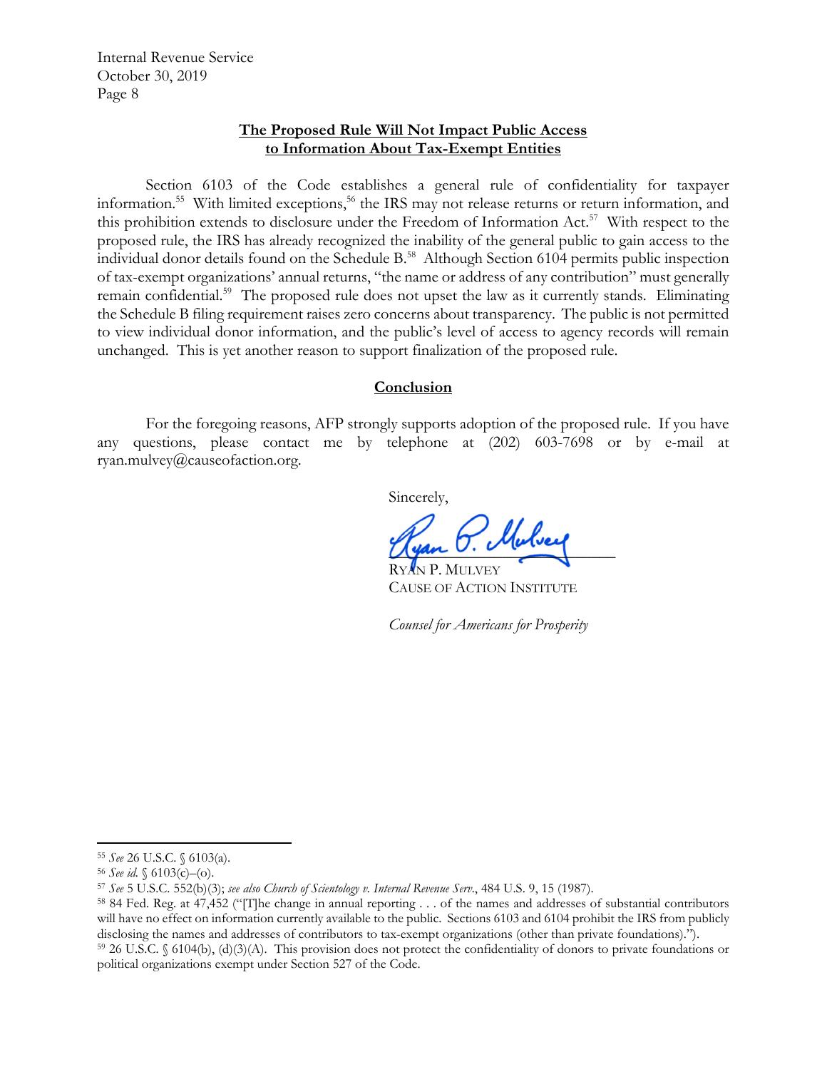**The Proposed Rule Will Not Impact Public Access to Information About Tax-Exempt Entities**

Section 6103 of the Code establishes a general rule of confidentiality for taxpayer information.[55] With limited exceptions,[56] the IRS may not release returns or return information, and this prohibition extends to disclosure under the Freedom of Information Act.[57] With respect to the proposed rule, the IRS has already recognized the inability of the general public to gain access to the individual donor details found on the Schedule B.[58] Although Section 6104 permits public inspection of tax-exempt organizations' annual returns, "the name or address of any contribution" must generally remain confidential.[59] The proposed rule does not upset the law as it currently stands. Eliminating the Schedule B filing requirement raises zero concerns about transparency. The public is not permitted to view individual donor information, and the public's level of access to agency records will remain unchanged. This is yet another reason to support finalization of the proposed rule.

**Conclusion**

For the foregoing reasons, AFP strongly supports adoption of the proposed rule. If you have any questions, please contact me by telephone at (202) 603-7698 or by e-mail at ryan.mulvey@causeofaction.org.

Sincerely,

RYAN P. MULVEY
CAUSE OF ACTION INSTITUTE

*Counsel for Americans for Prosperity*

---

[55] *See* 26 U.S.C. § 6103(a).

[56] *See id.* § 6103(c)–(o).

[57] *See* 5 U.S.C. 552(b)(3); *see also Church of Scientology v. Internal Revenue Serv.*, 484 U.S. 9, 15 (1987).

[58] 84 Fed. Reg. at 47,452 ("[T]he change in annual reporting . . . of the names and addresses of substantial contributors will have no effect on information currently available to the public. Sections 6103 and 6104 prohibit the IRS from publicly disclosing the names and addresses of contributors to tax-exempt organizations (other than private foundations).").

[59] 26 U.S.C. § 6104(b), (d)(3)(A). This provision does not protect the confidentiality of donors to private foundations or political organizations exempt under Section 527 of the Code.